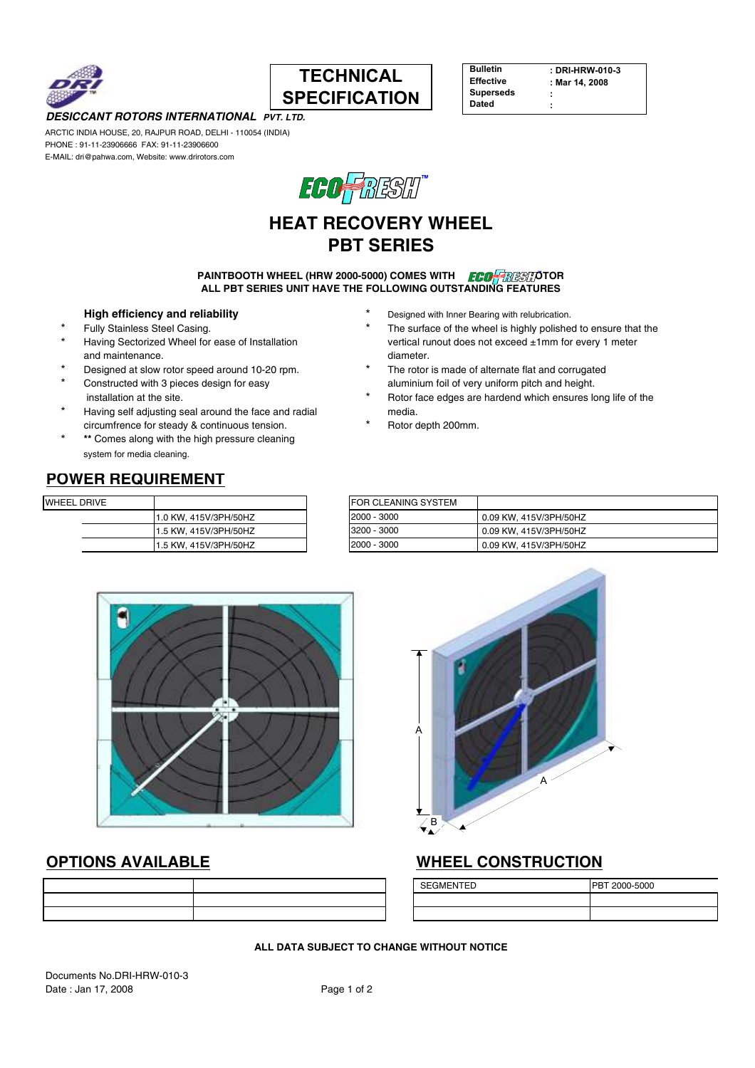**DESICCANT ROTORS INTERNATIONAL** *PVT. LTD.*

ARCTIC INDIA HOUSE, 20, RAJPUR ROAD, DELHI - 110054 (INDIA)
PHONE : 91-11-23906666 FAX: 91-11-23906600
E-MAIL: dri@pahwa.com, Website: www.drirotors.com

# TECHNICAL SPECIFICATION

| | |
|---|---|
| **Bulletin** | **: DRI-HRW-010-3** |
| **Effective** | **: Mar 14, 2008** |
| **Superseds** | **:** |
| **Dated** | **:** |

ECOFRESH™

# HEAT RECOVERY WHEEL
# PBT SERIES

**PAINTBOOTH WHEEL (HRW 2000-5000) COMES WITH ECOFRESH ROTOR**
**ALL PBT SERIES UNIT HAVE THE FOLLOWING OUTSTANDING FEATURES**

### High efficiency and reliability

* Fully Stainless Steel Casing.
* Having Sectorized Wheel for ease of Installation and maintenance.
* Designed at slow rotor speed around 10-20 rpm.
* Constructed with 3 pieces design for easy installation at the site.
* Having self adjusting seal around the face and radial circumfrence for steady & continuous tension.
* ** Comes along with the high pressure cleaning system for media cleaning.
* Designed with Inner Bearing with relubrication.
* The surface of the wheel is highly polished to ensure that the vertical runout does not exceed ±1mm for every 1 meter diameter.
* The rotor is made of alternate flat and corrugated aluminium foil of very uniform pitch and height.
* Rotor face edges are hardend which ensures long life of the media.
* Rotor depth 200mm.

## POWER REQUIREMENT

| WHEEL DRIVE | |
|---|---|
| | 1.0 KW, 415V/3PH/50HZ |
| | 1.5 KW, 415V/3PH/50HZ |
| | 1.5 KW, 415V/3PH/50HZ |

| FOR CLEANING SYSTEM | |
|---|---|
| 2000 - 3000 | 0.09 KW, 415V/3PH/50HZ |
| 3200 - 3000 | 0.09 KW, 415V/3PH/50HZ |
| 2000 - 3000 | 0.09 KW, 415V/3PH/50HZ |

A

A

B

## OPTIONS AVAILABLE

| | |
|---|---|
| | |
| | |
| | |

## WHEEL CONSTRUCTION

| | |
|---|---|
| SEGMENTED | PBT 2000-5000 |
| | |
| | |

**ALL DATA SUBJECT TO CHANGE WITHOUT NOTICE**

Documents No.DRI-HRW-010-3
Date : Jan 17, 2008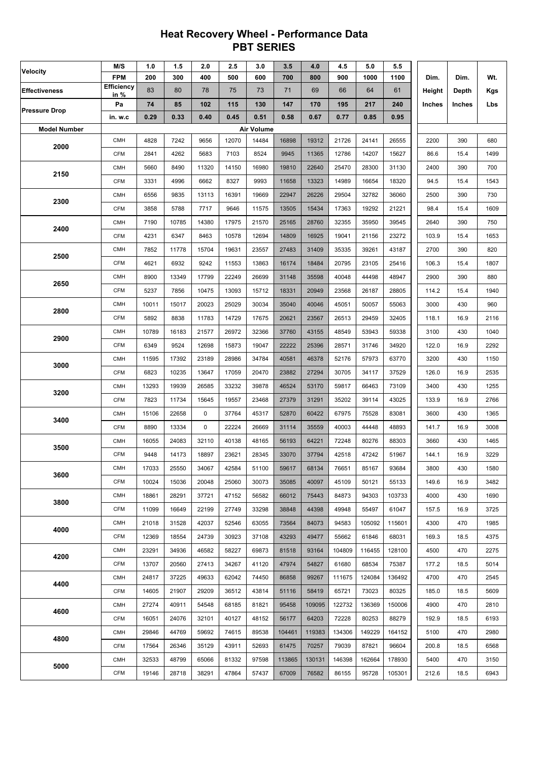# Heat Recovery Wheel - Performance Data
## PBT SERIES

| Velocity | M/S | 1.0 | 1.5 | 2.0 | 2.5 | 3.0 | 3.5 | 4.0 | 4.5 | 5.0 | 5.5 | Dim. | Dim. | Wt. |
|---|---|---|---|---|---|---|---|---|---|---|---|---|---|---|
| | FPM | 200 | 300 | 400 | 500 | 600 | 700 | 800 | 900 | 1000 | 1100 | Height | Depth | Kgs |
| Effectiveness | Efficiency in % | 83 | 80 | 78 | 75 | 73 | 71 | 69 | 66 | 64 | 61 | Inches | Inches | Lbs |
| Pressure Drop | Pa | 74 | 85 | 102 | 115 | 130 | 147 | 170 | 195 | 217 | 240 | | | |
| | in. w.c | 0.29 | 0.33 | 0.40 | 0.45 | 0.51 | 0.58 | 0.67 | 0.77 | 0.85 | 0.95 | | | |
| Model Number | | | | | | Air Volume | | | | | | | | |
| 2000 | CMH | 4828 | 7242 | 9656 | 12070 | 14484 | 16898 | 19312 | 21726 | 24141 | 26555 | 2200 | 390 | 680 |
| | CFM | 2841 | 4262 | 5683 | 7103 | 8524 | 9945 | 11365 | 12786 | 14207 | 15627 | 86.6 | 15.4 | 1499 |
| 2150 | CMH | 5660 | 8490 | 11320 | 14150 | 16980 | 19810 | 22640 | 25470 | 28300 | 31130 | 2400 | 390 | 700 |
| | CFM | 3331 | 4996 | 6662 | 8327 | 9993 | 11658 | 13323 | 14989 | 16654 | 18320 | 94.5 | 15.4 | 1543 |
| 2300 | CMH | 6556 | 9835 | 13113 | 16391 | 19669 | 22947 | 26226 | 29504 | 32782 | 36060 | 2500 | 390 | 730 |
| | CFM | 3858 | 5788 | 7717 | 9646 | 11575 | 13505 | 15434 | 17363 | 19292 | 21221 | 98.4 | 15.4 | 1609 |
| 2400 | CMH | 7190 | 10785 | 14380 | 17975 | 21570 | 25165 | 28760 | 32355 | 35950 | 39545 | 2640 | 390 | 750 |
| | CFM | 4231 | 6347 | 8463 | 10578 | 12694 | 14809 | 16925 | 19041 | 21156 | 23272 | 103.9 | 15.4 | 1653 |
| 2500 | CMH | 7852 | 11778 | 15704 | 19631 | 23557 | 27483 | 31409 | 35335 | 39261 | 43187 | 2700 | 390 | 820 |
| | CFM | 4621 | 6932 | 9242 | 11553 | 13863 | 16174 | 18484 | 20795 | 23105 | 25416 | 106.3 | 15.4 | 1807 |
| 2650 | CMH | 8900 | 13349 | 17799 | 22249 | 26699 | 31148 | 35598 | 40048 | 44498 | 48947 | 2900 | 390 | 880 |
| | CFM | 5237 | 7856 | 10475 | 13093 | 15712 | 18331 | 20949 | 23568 | 26187 | 28805 | 114.2 | 15.4 | 1940 |
| 2800 | CMH | 10011 | 15017 | 20023 | 25029 | 30034 | 35040 | 40046 | 45051 | 50057 | 55063 | 3000 | 430 | 960 |
| | CFM | 5892 | 8838 | 11783 | 14729 | 17675 | 20621 | 23567 | 26513 | 29459 | 32405 | 118.1 | 16.9 | 2116 |
| 2900 | CMH | 10789 | 16183 | 21577 | 26972 | 32366 | 37760 | 43155 | 48549 | 53943 | 59338 | 3100 | 430 | 1040 |
| | CFM | 6349 | 9524 | 12698 | 15873 | 19047 | 22222 | 25396 | 28571 | 31746 | 34920 | 122.0 | 16.9 | 2292 |
| 3000 | CMH | 11595 | 17392 | 23189 | 28986 | 34784 | 40581 | 46378 | 52176 | 57973 | 63770 | 3200 | 430 | 1150 |
| | CFM | 6823 | 10235 | 13647 | 17059 | 20470 | 23882 | 27294 | 30705 | 34117 | 37529 | 126.0 | 16.9 | 2535 |
| 3200 | CMH | 13293 | 19939 | 26585 | 33232 | 39878 | 46524 | 53170 | 59817 | 66463 | 73109 | 3400 | 430 | 1255 |
| | CFM | 7823 | 11734 | 15645 | 19557 | 23468 | 27379 | 31291 | 35202 | 39114 | 43025 | 133.9 | 16.9 | 2766 |
| 3400 | CMH | 15106 | 22658 | 0 | 37764 | 45317 | 52870 | 60422 | 67975 | 75528 | 83081 | 3600 | 430 | 1365 |
| | CFM | 8890 | 13334 | 0 | 22224 | 26669 | 31114 | 35559 | 40003 | 44448 | 48893 | 141.7 | 16.9 | 3008 |
| 3500 | CMH | 16055 | 24083 | 32110 | 40138 | 48165 | 56193 | 64221 | 72248 | 80276 | 88303 | 3660 | 430 | 1465 |
| | CFM | 9448 | 14173 | 18897 | 23621 | 28345 | 33070 | 37794 | 42518 | 47242 | 51967 | 144.1 | 16.9 | 3229 |
| 3600 | CMH | 17033 | 25550 | 34067 | 42584 | 51100 | 59617 | 68134 | 76651 | 85167 | 93684 | 3800 | 430 | 1580 |
| | CFM | 10024 | 15036 | 20048 | 25060 | 30073 | 35085 | 40097 | 45109 | 50121 | 55133 | 149.6 | 16.9 | 3482 |
| 3800 | CMH | 18861 | 28291 | 37721 | 47152 | 56582 | 66012 | 75443 | 84873 | 94303 | 103733 | 4000 | 430 | 1690 |
| | CFM | 11099 | 16649 | 22199 | 27749 | 33298 | 38848 | 44398 | 49948 | 55497 | 61047 | 157.5 | 16.9 | 3725 |
| 4000 | CMH | 21018 | 31528 | 42037 | 52546 | 63055 | 73564 | 84073 | 94583 | 105092 | 115601 | 4300 | 470 | 1985 |
| | CFM | 12369 | 18554 | 24739 | 30923 | 37108 | 43293 | 49477 | 55662 | 61846 | 68031 | 169.3 | 18.5 | 4375 |
| 4200 | CMH | 23291 | 34936 | 46582 | 58227 | 69873 | 81518 | 93164 | 104809 | 116455 | 128100 | 4500 | 470 | 2275 |
| | CFM | 13707 | 20560 | 27413 | 34267 | 41120 | 47974 | 54827 | 61680 | 68534 | 75387 | 177.2 | 18.5 | 5014 |
| 4400 | CMH | 24817 | 37225 | 49633 | 62042 | 74450 | 86858 | 99267 | 111675 | 124084 | 136492 | 4700 | 470 | 2545 |
| | CFM | 14605 | 21907 | 29209 | 36512 | 43814 | 51116 | 58419 | 65721 | 73023 | 80325 | 185.0 | 18.5 | 5609 |
| 4600 | CMH | 27274 | 40911 | 54548 | 68185 | 81821 | 95458 | 109095 | 122732 | 136369 | 150006 | 4900 | 470 | 2810 |
| | CFM | 16051 | 24076 | 32101 | 40127 | 48152 | 56177 | 64203 | 72228 | 80253 | 88279 | 192.9 | 18.5 | 6193 |
| 4800 | CMH | 29846 | 44769 | 59692 | 74615 | 89538 | 104461 | 119383 | 134306 | 149229 | 164152 | 5100 | 470 | 2980 |
| | CFM | 17564 | 26346 | 35129 | 43911 | 52693 | 61475 | 70257 | 79039 | 87821 | 96604 | 200.8 | 18.5 | 6568 |
| 5000 | CMH | 32533 | 48799 | 65066 | 81332 | 97598 | 113865 | 130131 | 146398 | 162664 | 178930 | 5400 | 470 | 3150 |
| | CFM | 19146 | 28718 | 38291 | 47864 | 57437 | 67009 | 76582 | 86155 | 95728 | 105301 | 212.6 | 18.5 | 6943 |